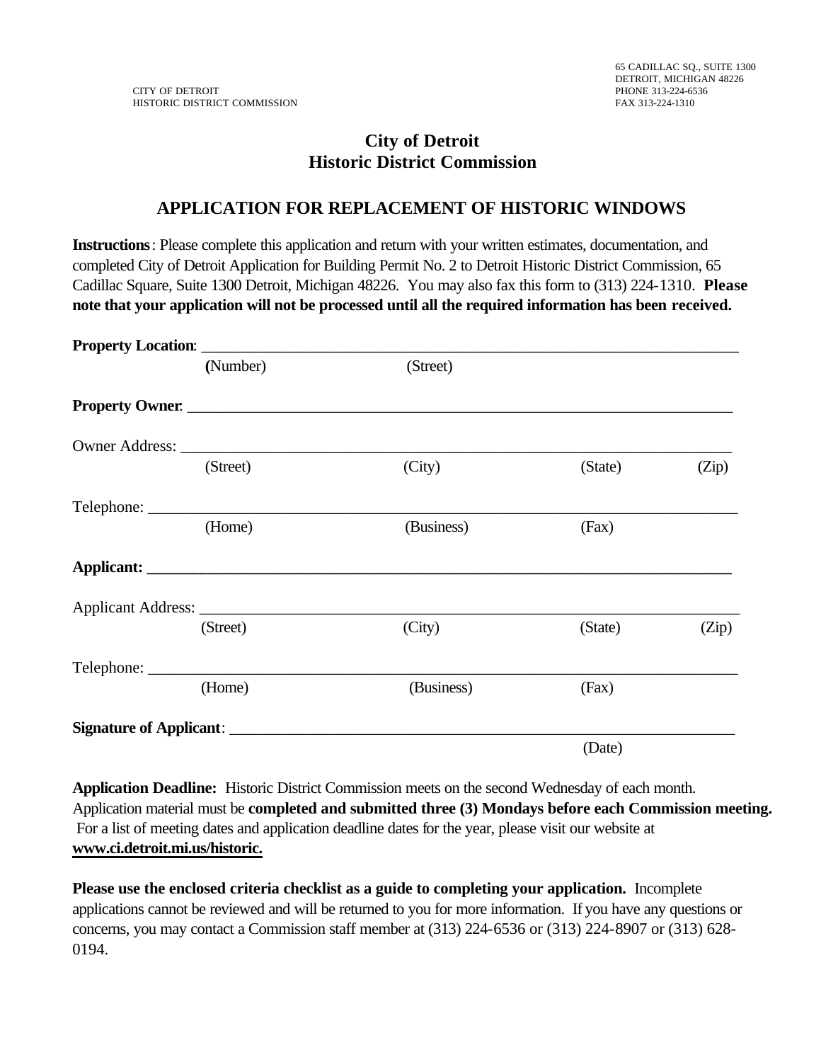CITY OF DETROIT
HISTORIC DISTRICT COMMISSION

65 CADILLAC SQ., SUITE 1300
DETROIT, MICHIGAN 48226
PHONE 313-224-6536
FAX 313-224-1310

# City of Detroit
# Historic District Commission

## APPLICATION FOR REPLACEMENT OF HISTORIC WINDOWS

**Instructions**: Please complete this application and return with your written estimates, documentation, and completed City of Detroit Application for Building Permit No. 2 to Detroit Historic District Commission, 65 Cadillac Square, Suite 1300 Detroit, Michigan 48226. You may also fax this form to (313) 224-1310. **Please note that your application will not be processed until all the required information has been received.**

**Property Location**: ______________________________________________________________
(Number) (Street)

**Property Owner**: ______________________________________________________________

Owner Address: ______________________________________________________________
(Street) (City) (State) (Zip)

Telephone: ______________________________________________________________
(Home) (Business) (Fax)

**Applicant: ______________________________________________________________**

Applicant Address: ______________________________________________________________
(Street) (City) (State) (Zip)

Telephone: ______________________________________________________________
(Home) (Business) (Fax)

**Signature of Applicant**: ______________________________________________________________
(Date)

**Application Deadline:** Historic District Commission meets on the second Wednesday of each month. Application material must be **completed and submitted three (3) Mondays before each Commission meeting.** For a list of meeting dates and application deadline dates for the year, please visit our website at **www.ci.detroit.mi.us/historic.**

**Please use the enclosed criteria checklist as a guide to completing your application.** Incomplete applications cannot be reviewed and will be returned to you for more information. If you have any questions or concerns, you may contact a Commission staff member at (313) 224-6536 or (313) 224-8907 or (313) 628-0194.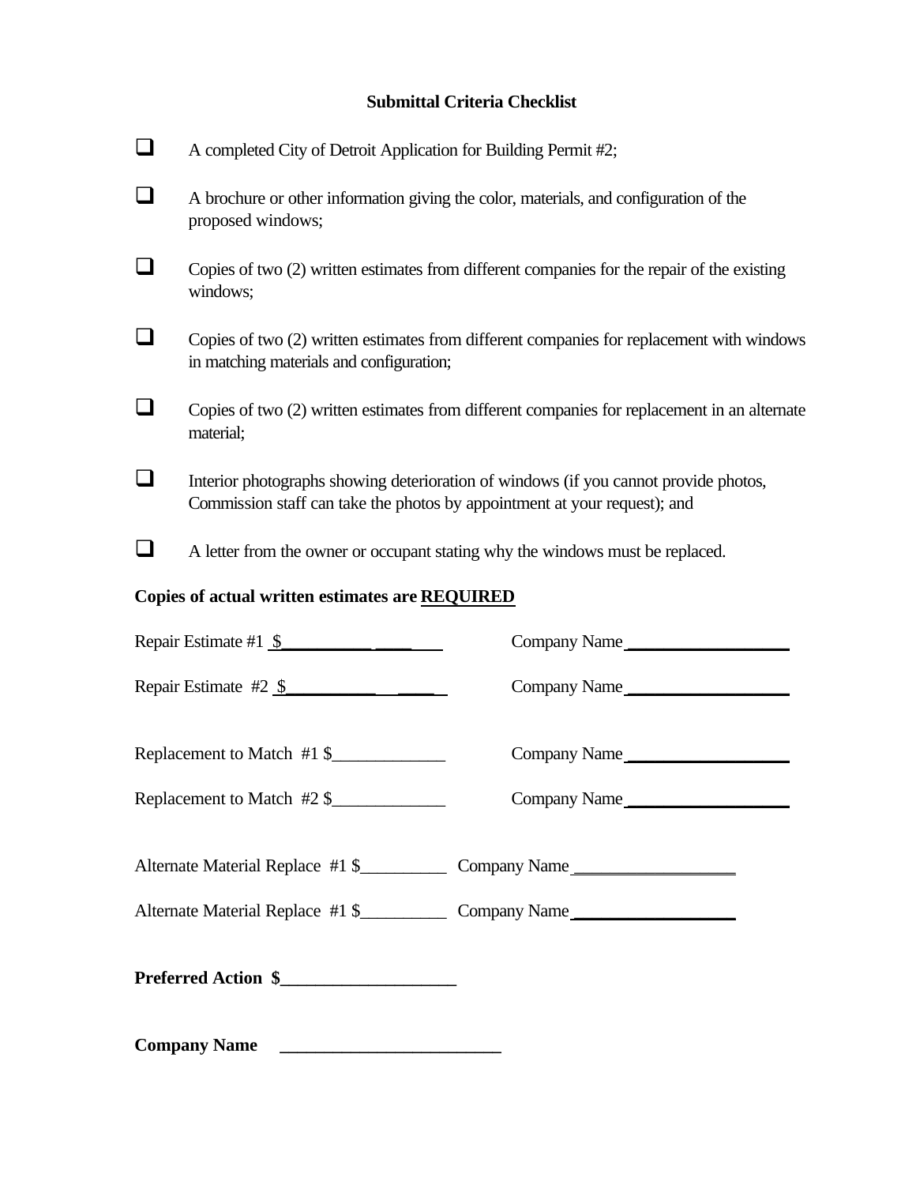**Submittal Criteria Checklist**

- ❑ A completed City of Detroit Application for Building Permit #2;
- ❑ A brochure or other information giving the color, materials, and configuration of the proposed windows;
- ❑ Copies of two (2) written estimates from different companies for the repair of the existing windows;
- ❑ Copies of two (2) written estimates from different companies for replacement with windows in matching materials and configuration;
- ❑ Copies of two (2) written estimates from different companies for replacement in an alternate material;
- ❑ Interior photographs showing deterioration of windows (if you cannot provide photos, Commission staff can take the photos by appointment at your request); and
- ❑ A letter from the owner or occupant stating why the windows must be replaced.

**Copies of actual written estimates are <u>REQUIRED</u>**

Repair Estimate #1 $______________ Company Name ________________

Repair Estimate #2 $______________ Company Name ________________

Replacement to Match #1 $____________ Company Name ________________

Replacement to Match #2 $____________ Company Name ________________

Alternate Material Replace #1 $__________ Company Name ________________

Alternate Material Replace #1 $__________ Company Name ________________

**Preferred Action $___________________**

**Company Name ________________________**